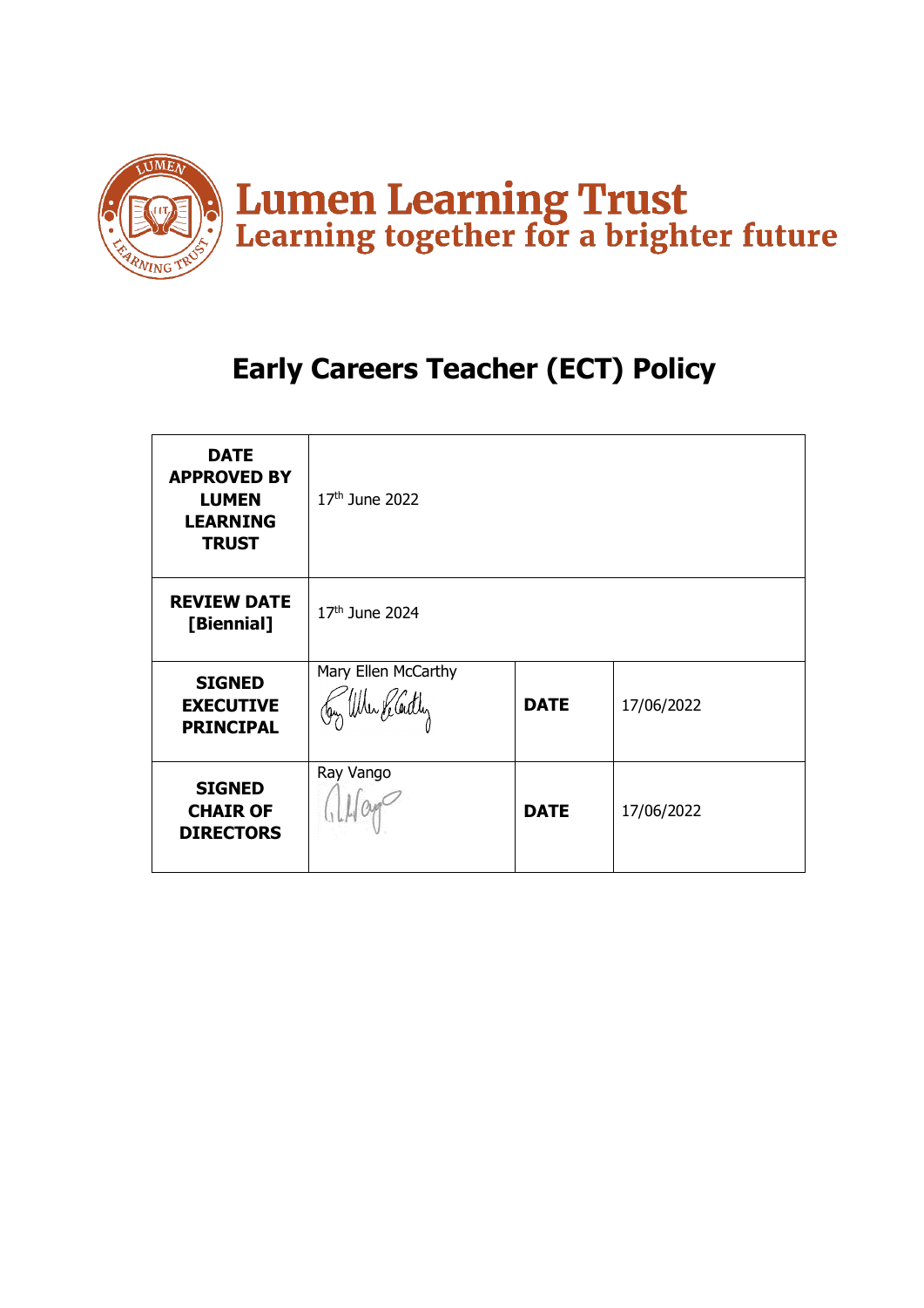# Lumen Learning Trust

## Learning together for a brighter future

# Early Careers Teacher (ECT) Policy

| **DATE APPROVED BY LUMEN LEARNING TRUST** | 17th June 2022 | | |
|---|---|---|---|
| **REVIEW DATE [Biennial]** | 17th June 2024 | | |
| **SIGNED EXECUTIVE PRINCIPAL** | Mary Ellen McCarthy | **DATE** | 17/06/2022 |
| **SIGNED CHAIR OF DIRECTORS** | Ray Vango | **DATE** | 17/06/2022 |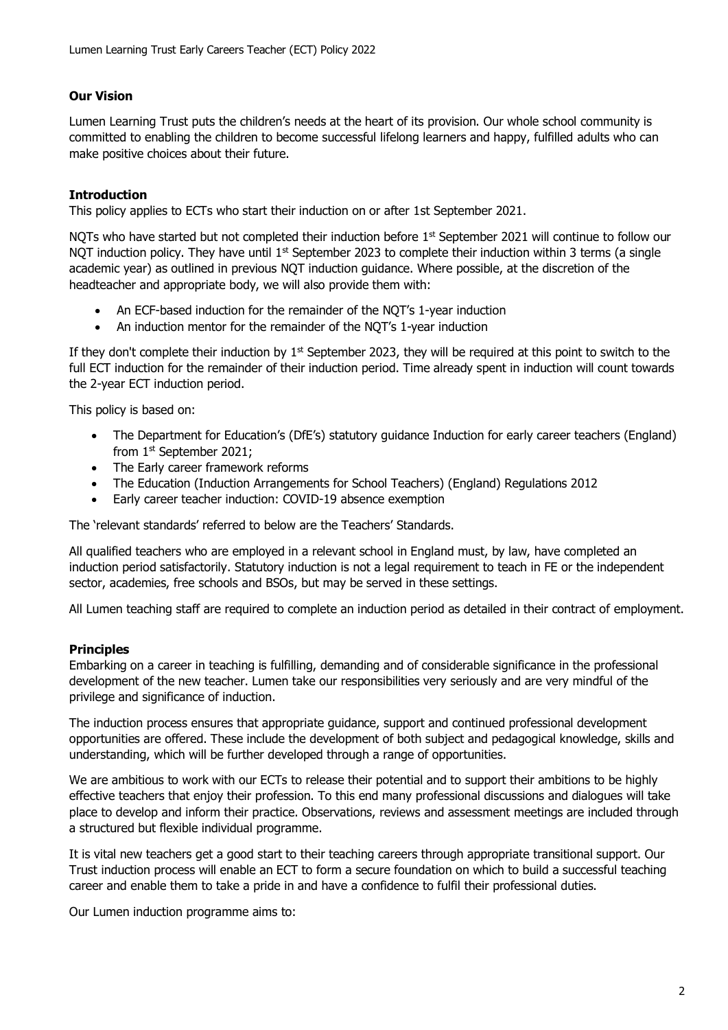## Our Vision

Lumen Learning Trust puts the children's needs at the heart of its provision. Our whole school community is committed to enabling the children to become successful lifelong learners and happy, fulfilled adults who can make positive choices about their future.

## Introduction

This policy applies to ECTs who start their induction on or after 1st September 2021.

NQTs who have started but not completed their induction before 1st September 2021 will continue to follow our NQT induction policy. They have until 1st September 2023 to complete their induction within 3 terms (a single academic year) as outlined in previous NQT induction guidance. Where possible, at the discretion of the headteacher and appropriate body, we will also provide them with:

- An ECF-based induction for the remainder of the NQT's 1-year induction
- An induction mentor for the remainder of the NQT's 1-year induction

If they don't complete their induction by 1st September 2023, they will be required at this point to switch to the full ECT induction for the remainder of their induction period. Time already spent in induction will count towards the 2-year ECT induction period.

This policy is based on:

- The Department for Education's (DfE's) statutory guidance Induction for early career teachers (England) from 1st September 2021;
- The Early career framework reforms
- The Education (Induction Arrangements for School Teachers) (England) Regulations 2012
- Early career teacher induction: COVID-19 absence exemption

The 'relevant standards' referred to below are the Teachers' Standards.

All qualified teachers who are employed in a relevant school in England must, by law, have completed an induction period satisfactorily. Statutory induction is not a legal requirement to teach in FE or the independent sector, academies, free schools and BSOs, but may be served in these settings.

All Lumen teaching staff are required to complete an induction period as detailed in their contract of employment.

## Principles

Embarking on a career in teaching is fulfilling, demanding and of considerable significance in the professional development of the new teacher. Lumen take our responsibilities very seriously and are very mindful of the privilege and significance of induction.

The induction process ensures that appropriate guidance, support and continued professional development opportunities are offered. These include the development of both subject and pedagogical knowledge, skills and understanding, which will be further developed through a range of opportunities.

We are ambitious to work with our ECTs to release their potential and to support their ambitions to be highly effective teachers that enjoy their profession. To this end many professional discussions and dialogues will take place to develop and inform their practice. Observations, reviews and assessment meetings are included through a structured but flexible individual programme.

It is vital new teachers get a good start to their teaching careers through appropriate transitional support. Our Trust induction process will enable an ECT to form a secure foundation on which to build a successful teaching career and enable them to take a pride in and have a confidence to fulfil their professional duties.

Our Lumen induction programme aims to: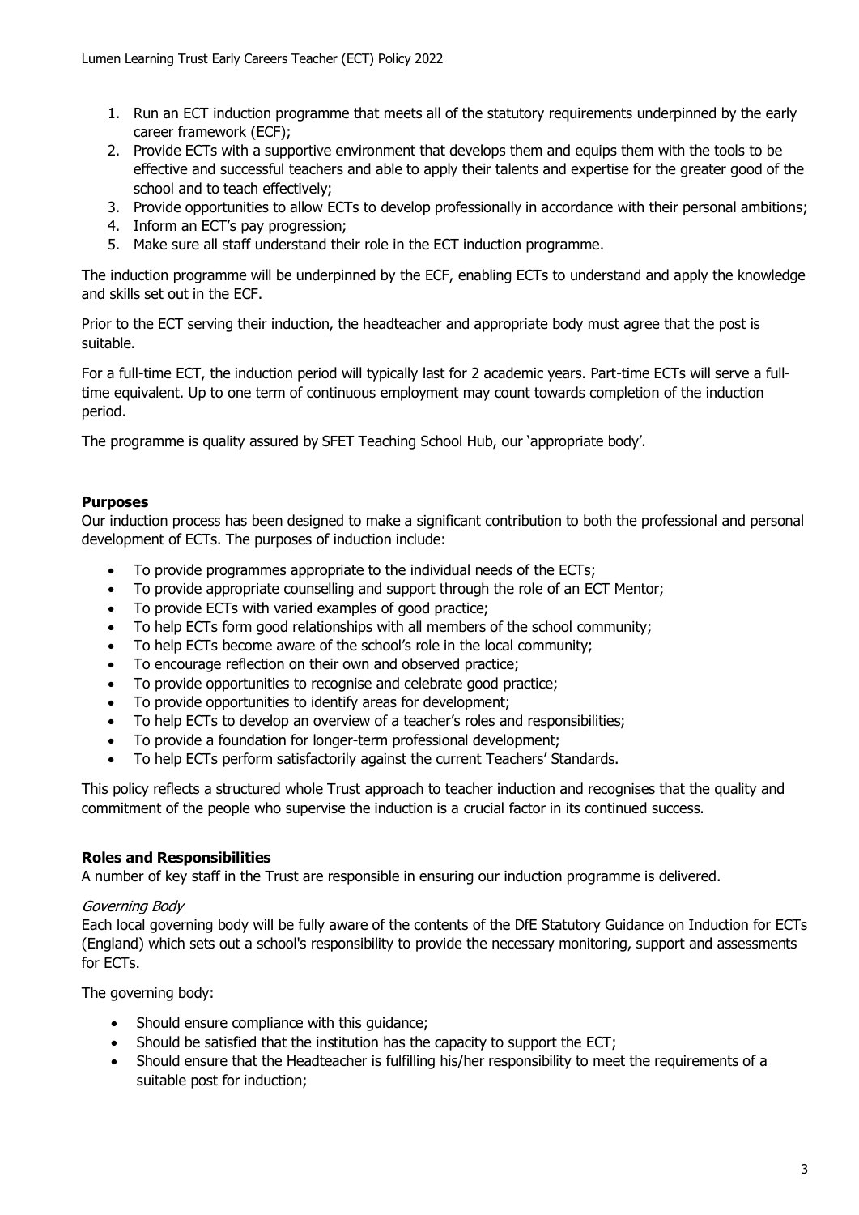1. Run an ECT induction programme that meets all of the statutory requirements underpinned by the early career framework (ECF);
2. Provide ECTs with a supportive environment that develops them and equips them with the tools to be effective and successful teachers and able to apply their talents and expertise for the greater good of the school and to teach effectively;
3. Provide opportunities to allow ECTs to develop professionally in accordance with their personal ambitions;
4. Inform an ECT's pay progression;
5. Make sure all staff understand their role in the ECT induction programme.

The induction programme will be underpinned by the ECF, enabling ECTs to understand and apply the knowledge and skills set out in the ECF.

Prior to the ECT serving their induction, the headteacher and appropriate body must agree that the post is suitable.

For a full-time ECT, the induction period will typically last for 2 academic years. Part-time ECTs will serve a full-time equivalent. Up to one term of continuous employment may count towards completion of the induction period.

The programme is quality assured by SFET Teaching School Hub, our 'appropriate body'.

**Purposes**

Our induction process has been designed to make a significant contribution to both the professional and personal development of ECTs. The purposes of induction include:

- To provide programmes appropriate to the individual needs of the ECTs;
- To provide appropriate counselling and support through the role of an ECT Mentor;
- To provide ECTs with varied examples of good practice;
- To help ECTs form good relationships with all members of the school community;
- To help ECTs become aware of the school's role in the local community;
- To encourage reflection on their own and observed practice;
- To provide opportunities to recognise and celebrate good practice;
- To provide opportunities to identify areas for development;
- To help ECTs to develop an overview of a teacher's roles and responsibilities;
- To provide a foundation for longer-term professional development;
- To help ECTs perform satisfactorily against the current Teachers' Standards.

This policy reflects a structured whole Trust approach to teacher induction and recognises that the quality and commitment of the people who supervise the induction is a crucial factor in its continued success.

**Roles and Responsibilities**

A number of key staff in the Trust are responsible in ensuring our induction programme is delivered.

*Governing Body*

Each local governing body will be fully aware of the contents of the DfE Statutory Guidance on Induction for ECTs (England) which sets out a school's responsibility to provide the necessary monitoring, support and assessments for ECTs.

The governing body:

- Should ensure compliance with this guidance;
- Should be satisfied that the institution has the capacity to support the ECT;
- Should ensure that the Headteacher is fulfilling his/her responsibility to meet the requirements of a suitable post for induction;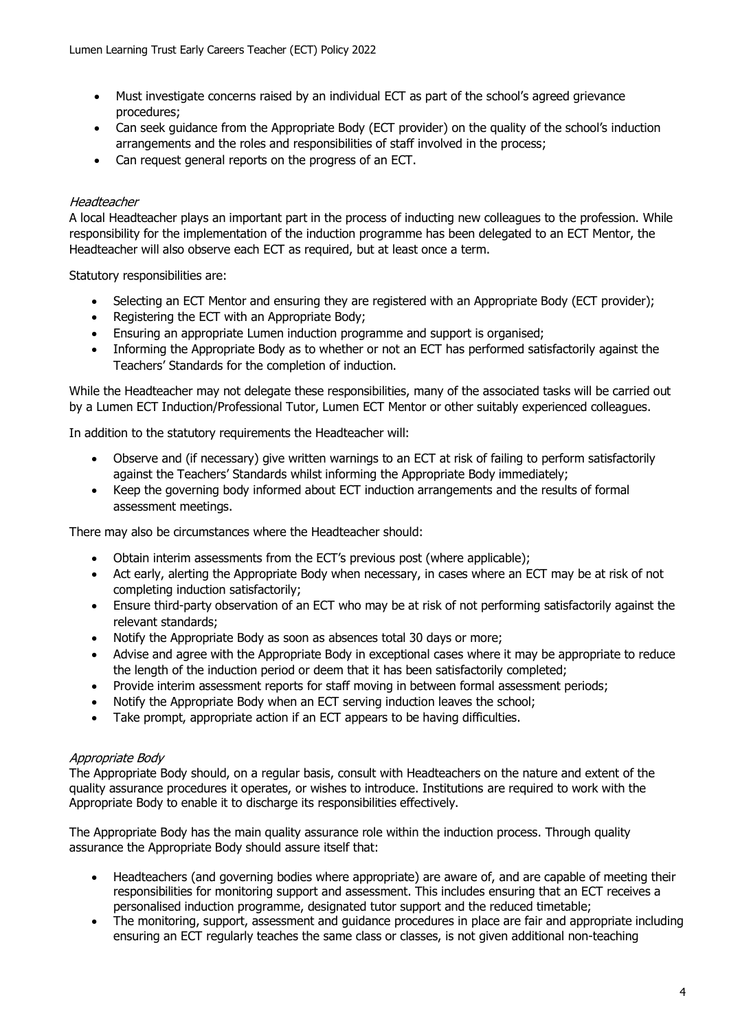- Must investigate concerns raised by an individual ECT as part of the school's agreed grievance procedures;
- Can seek guidance from the Appropriate Body (ECT provider) on the quality of the school's induction arrangements and the roles and responsibilities of staff involved in the process;
- Can request general reports on the progress of an ECT.

*Headteacher*

A local Headteacher plays an important part in the process of inducting new colleagues to the profession. While responsibility for the implementation of the induction programme has been delegated to an ECT Mentor, the Headteacher will also observe each ECT as required, but at least once a term.

Statutory responsibilities are:

- Selecting an ECT Mentor and ensuring they are registered with an Appropriate Body (ECT provider);
- Registering the ECT with an Appropriate Body;
- Ensuring an appropriate Lumen induction programme and support is organised;
- Informing the Appropriate Body as to whether or not an ECT has performed satisfactorily against the Teachers' Standards for the completion of induction.

While the Headteacher may not delegate these responsibilities, many of the associated tasks will be carried out by a Lumen ECT Induction/Professional Tutor, Lumen ECT Mentor or other suitably experienced colleagues.

In addition to the statutory requirements the Headteacher will:

- Observe and (if necessary) give written warnings to an ECT at risk of failing to perform satisfactorily against the Teachers' Standards whilst informing the Appropriate Body immediately;
- Keep the governing body informed about ECT induction arrangements and the results of formal assessment meetings.

There may also be circumstances where the Headteacher should:

- Obtain interim assessments from the ECT's previous post (where applicable);
- Act early, alerting the Appropriate Body when necessary, in cases where an ECT may be at risk of not completing induction satisfactorily;
- Ensure third-party observation of an ECT who may be at risk of not performing satisfactorily against the relevant standards;
- Notify the Appropriate Body as soon as absences total 30 days or more;
- Advise and agree with the Appropriate Body in exceptional cases where it may be appropriate to reduce the length of the induction period or deem that it has been satisfactorily completed;
- Provide interim assessment reports for staff moving in between formal assessment periods;
- Notify the Appropriate Body when an ECT serving induction leaves the school;
- Take prompt, appropriate action if an ECT appears to be having difficulties.

*Appropriate Body*

The Appropriate Body should, on a regular basis, consult with Headteachers on the nature and extent of the quality assurance procedures it operates, or wishes to introduce. Institutions are required to work with the Appropriate Body to enable it to discharge its responsibilities effectively.

The Appropriate Body has the main quality assurance role within the induction process. Through quality assurance the Appropriate Body should assure itself that:

- Headteachers (and governing bodies where appropriate) are aware of, and are capable of meeting their responsibilities for monitoring support and assessment. This includes ensuring that an ECT receives a personalised induction programme, designated tutor support and the reduced timetable;
- The monitoring, support, assessment and guidance procedures in place are fair and appropriate including ensuring an ECT regularly teaches the same class or classes, is not given additional non-teaching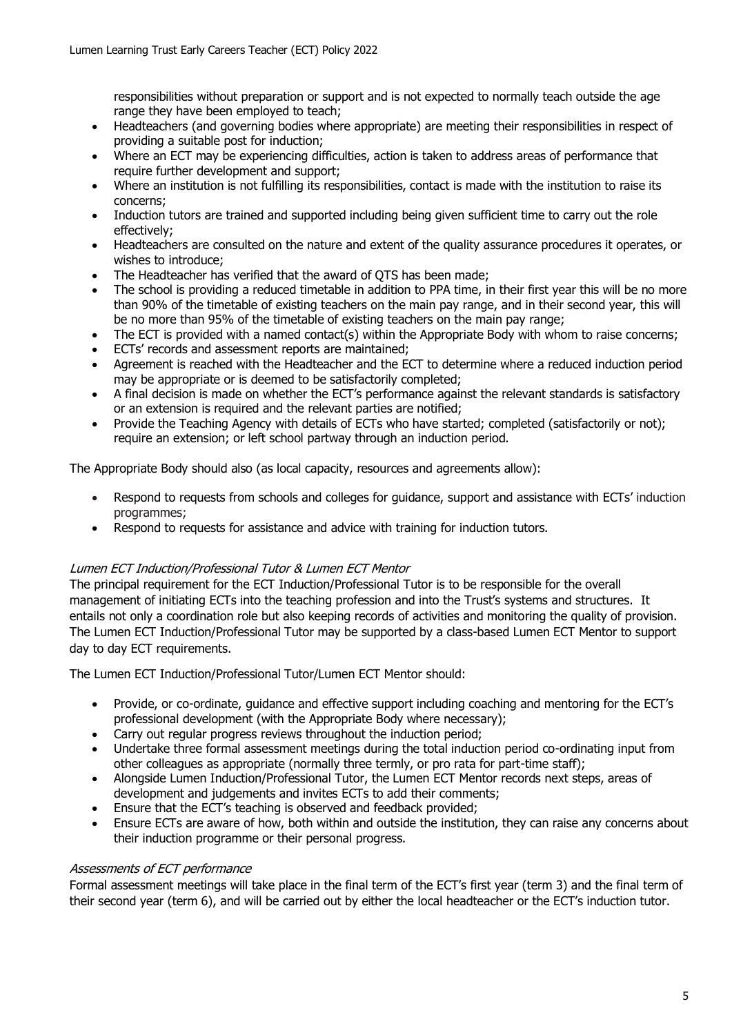responsibilities without preparation or support and is not expected to normally teach outside the age range they have been employed to teach;

- Headteachers (and governing bodies where appropriate) are meeting their responsibilities in respect of providing a suitable post for induction;
- Where an ECT may be experiencing difficulties, action is taken to address areas of performance that require further development and support;
- Where an institution is not fulfilling its responsibilities, contact is made with the institution to raise its concerns;
- Induction tutors are trained and supported including being given sufficient time to carry out the role effectively;
- Headteachers are consulted on the nature and extent of the quality assurance procedures it operates, or wishes to introduce;
- The Headteacher has verified that the award of QTS has been made;
- The school is providing a reduced timetable in addition to PPA time, in their first year this will be no more than 90% of the timetable of existing teachers on the main pay range, and in their second year, this will be no more than 95% of the timetable of existing teachers on the main pay range;
- The ECT is provided with a named contact(s) within the Appropriate Body with whom to raise concerns;
- ECTs' records and assessment reports are maintained;
- Agreement is reached with the Headteacher and the ECT to determine where a reduced induction period may be appropriate or is deemed to be satisfactorily completed;
- A final decision is made on whether the ECT's performance against the relevant standards is satisfactory or an extension is required and the relevant parties are notified;
- Provide the Teaching Agency with details of ECTs who have started; completed (satisfactorily or not); require an extension; or left school partway through an induction period.

The Appropriate Body should also (as local capacity, resources and agreements allow):

- Respond to requests from schools and colleges for guidance, support and assistance with ECTs' induction programmes;
- Respond to requests for assistance and advice with training for induction tutors.

*Lumen ECT Induction/Professional Tutor & Lumen ECT Mentor*

The principal requirement for the ECT Induction/Professional Tutor is to be responsible for the overall management of initiating ECTs into the teaching profession and into the Trust's systems and structures. It entails not only a coordination role but also keeping records of activities and monitoring the quality of provision. The Lumen ECT Induction/Professional Tutor may be supported by a class-based Lumen ECT Mentor to support day to day ECT requirements.

The Lumen ECT Induction/Professional Tutor/Lumen ECT Mentor should:

- Provide, or co-ordinate, guidance and effective support including coaching and mentoring for the ECT's professional development (with the Appropriate Body where necessary);
- Carry out regular progress reviews throughout the induction period;
- Undertake three formal assessment meetings during the total induction period co-ordinating input from other colleagues as appropriate (normally three termly, or pro rata for part-time staff);
- Alongside Lumen Induction/Professional Tutor, the Lumen ECT Mentor records next steps, areas of development and judgements and invites ECTs to add their comments;
- Ensure that the ECT's teaching is observed and feedback provided;
- Ensure ECTs are aware of how, both within and outside the institution, they can raise any concerns about their induction programme or their personal progress.

*Assessments of ECT performance*

Formal assessment meetings will take place in the final term of the ECT's first year (term 3) and the final term of their second year (term 6), and will be carried out by either the local headteacher or the ECT's induction tutor.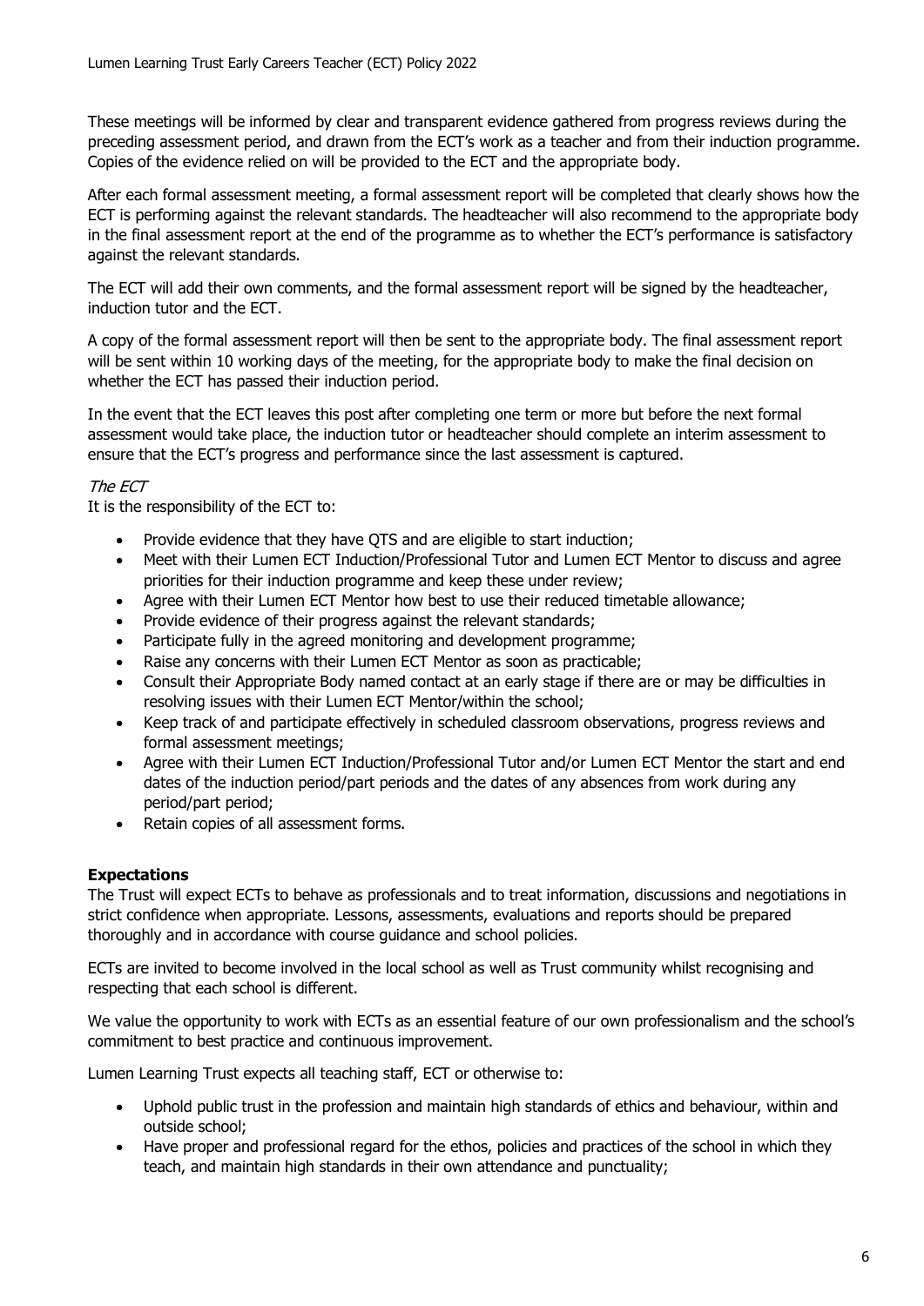These meetings will be informed by clear and transparent evidence gathered from progress reviews during the preceding assessment period, and drawn from the ECT's work as a teacher and from their induction programme. Copies of the evidence relied on will be provided to the ECT and the appropriate body.

After each formal assessment meeting, a formal assessment report will be completed that clearly shows how the ECT is performing against the relevant standards. The headteacher will also recommend to the appropriate body in the final assessment report at the end of the programme as to whether the ECT's performance is satisfactory against the relevant standards.

The ECT will add their own comments, and the formal assessment report will be signed by the headteacher, induction tutor and the ECT.

A copy of the formal assessment report will then be sent to the appropriate body. The final assessment report will be sent within 10 working days of the meeting, for the appropriate body to make the final decision on whether the ECT has passed their induction period.

In the event that the ECT leaves this post after completing one term or more but before the next formal assessment would take place, the induction tutor or headteacher should complete an interim assessment to ensure that the ECT's progress and performance since the last assessment is captured.

*The ECT*

It is the responsibility of the ECT to:

- Provide evidence that they have QTS and are eligible to start induction;
- Meet with their Lumen ECT Induction/Professional Tutor and Lumen ECT Mentor to discuss and agree priorities for their induction programme and keep these under review;
- Agree with their Lumen ECT Mentor how best to use their reduced timetable allowance;
- Provide evidence of their progress against the relevant standards;
- Participate fully in the agreed monitoring and development programme;
- Raise any concerns with their Lumen ECT Mentor as soon as practicable;
- Consult their Appropriate Body named contact at an early stage if there are or may be difficulties in resolving issues with their Lumen ECT Mentor/within the school;
- Keep track of and participate effectively in scheduled classroom observations, progress reviews and formal assessment meetings;
- Agree with their Lumen ECT Induction/Professional Tutor and/or Lumen ECT Mentor the start and end dates of the induction period/part periods and the dates of any absences from work during any period/part period;
- Retain copies of all assessment forms.

**Expectations**

The Trust will expect ECTs to behave as professionals and to treat information, discussions and negotiations in strict confidence when appropriate. Lessons, assessments, evaluations and reports should be prepared thoroughly and in accordance with course guidance and school policies.

ECTs are invited to become involved in the local school as well as Trust community whilst recognising and respecting that each school is different.

We value the opportunity to work with ECTs as an essential feature of our own professionalism and the school's commitment to best practice and continuous improvement.

Lumen Learning Trust expects all teaching staff, ECT or otherwise to:

- Uphold public trust in the profession and maintain high standards of ethics and behaviour, within and outside school;
- Have proper and professional regard for the ethos, policies and practices of the school in which they teach, and maintain high standards in their own attendance and punctuality;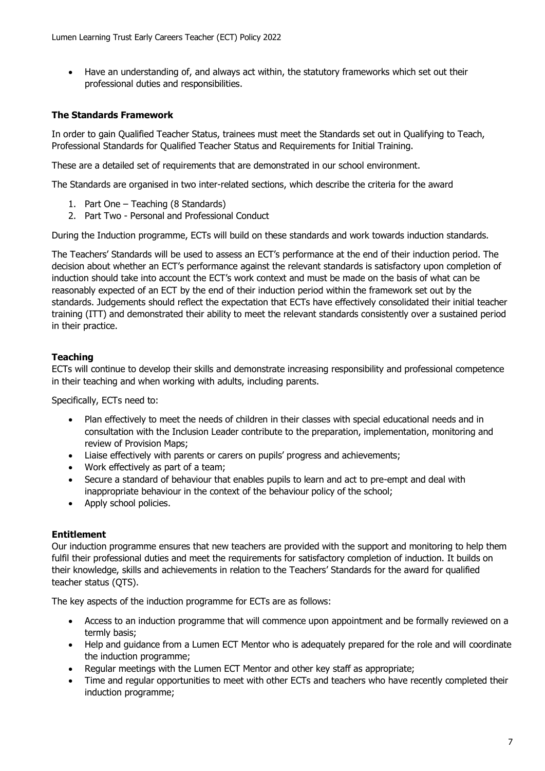- Have an understanding of, and always act within, the statutory frameworks which set out their professional duties and responsibilities.

**The Standards Framework**

In order to gain Qualified Teacher Status, trainees must meet the Standards set out in Qualifying to Teach, Professional Standards for Qualified Teacher Status and Requirements for Initial Training.

These are a detailed set of requirements that are demonstrated in our school environment.

The Standards are organised in two inter-related sections, which describe the criteria for the award

1. Part One – Teaching (8 Standards)
2. Part Two - Personal and Professional Conduct

During the Induction programme, ECTs will build on these standards and work towards induction standards.

The Teachers' Standards will be used to assess an ECT's performance at the end of their induction period. The decision about whether an ECT's performance against the relevant standards is satisfactory upon completion of induction should take into account the ECT's work context and must be made on the basis of what can be reasonably expected of an ECT by the end of their induction period within the framework set out by the standards. Judgements should reflect the expectation that ECTs have effectively consolidated their initial teacher training (ITT) and demonstrated their ability to meet the relevant standards consistently over a sustained period in their practice.

**Teaching**

ECTs will continue to develop their skills and demonstrate increasing responsibility and professional competence in their teaching and when working with adults, including parents.

Specifically, ECTs need to:

- Plan effectively to meet the needs of children in their classes with special educational needs and in consultation with the Inclusion Leader contribute to the preparation, implementation, monitoring and review of Provision Maps;
- Liaise effectively with parents or carers on pupils' progress and achievements;
- Work effectively as part of a team;
- Secure a standard of behaviour that enables pupils to learn and act to pre-empt and deal with inappropriate behaviour in the context of the behaviour policy of the school;
- Apply school policies.

**Entitlement**

Our induction programme ensures that new teachers are provided with the support and monitoring to help them fulfil their professional duties and meet the requirements for satisfactory completion of induction. It builds on their knowledge, skills and achievements in relation to the Teachers' Standards for the award for qualified teacher status (QTS).

The key aspects of the induction programme for ECTs are as follows:

- Access to an induction programme that will commence upon appointment and be formally reviewed on a termly basis;
- Help and guidance from a Lumen ECT Mentor who is adequately prepared for the role and will coordinate the induction programme;
- Regular meetings with the Lumen ECT Mentor and other key staff as appropriate;
- Time and regular opportunities to meet with other ECTs and teachers who have recently completed their induction programme;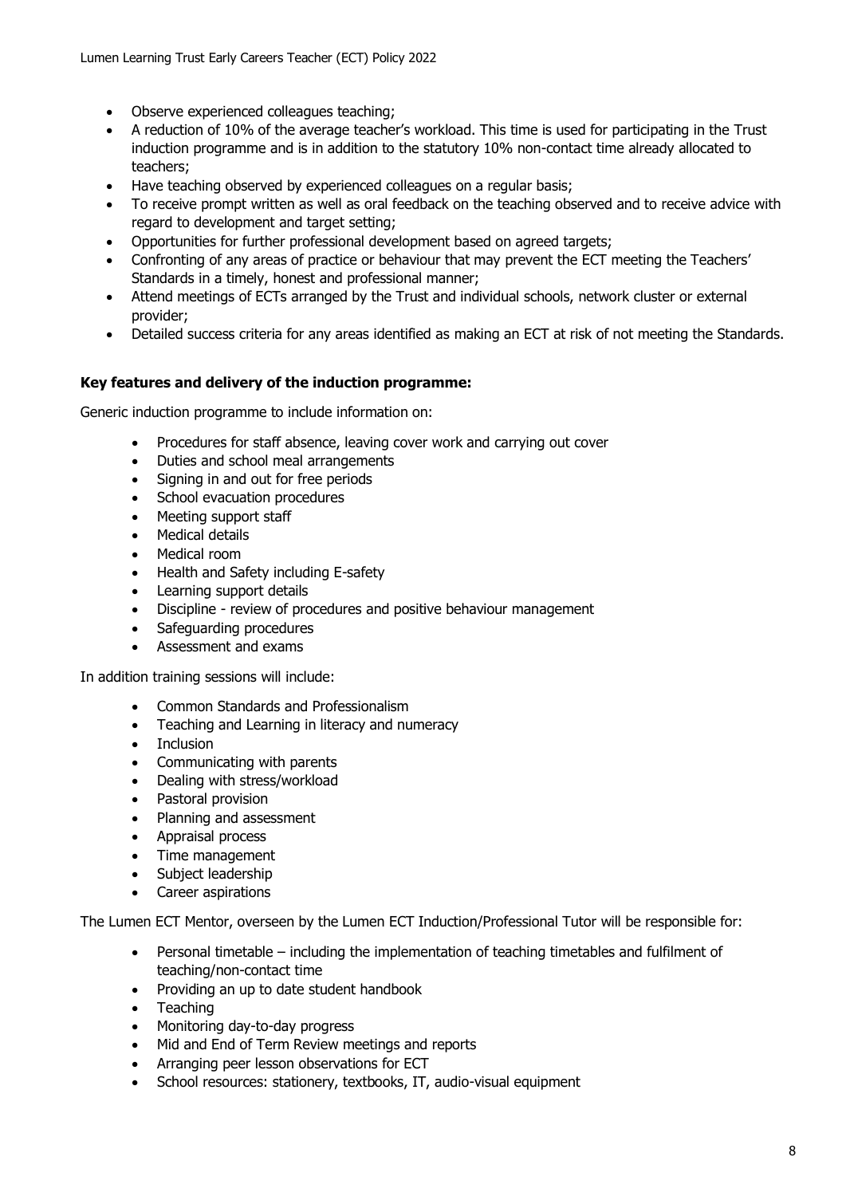- Observe experienced colleagues teaching;
- A reduction of 10% of the average teacher's workload. This time is used for participating in the Trust induction programme and is in addition to the statutory 10% non-contact time already allocated to teachers;
- Have teaching observed by experienced colleagues on a regular basis;
- To receive prompt written as well as oral feedback on the teaching observed and to receive advice with regard to development and target setting;
- Opportunities for further professional development based on agreed targets;
- Confronting of any areas of practice or behaviour that may prevent the ECT meeting the Teachers' Standards in a timely, honest and professional manner;
- Attend meetings of ECTs arranged by the Trust and individual schools, network cluster or external provider;
- Detailed success criteria for any areas identified as making an ECT at risk of not meeting the Standards.

**Key features and delivery of the induction programme:**

Generic induction programme to include information on:

- Procedures for staff absence, leaving cover work and carrying out cover
- Duties and school meal arrangements
- Signing in and out for free periods
- School evacuation procedures
- Meeting support staff
- Medical details
- Medical room
- Health and Safety including E-safety
- Learning support details
- Discipline - review of procedures and positive behaviour management
- Safeguarding procedures
- Assessment and exams

In addition training sessions will include:

- Common Standards and Professionalism
- Teaching and Learning in literacy and numeracy
- Inclusion
- Communicating with parents
- Dealing with stress/workload
- Pastoral provision
- Planning and assessment
- Appraisal process
- Time management
- Subject leadership
- Career aspirations

The Lumen ECT Mentor, overseen by the Lumen ECT Induction/Professional Tutor will be responsible for:

- Personal timetable – including the implementation of teaching timetables and fulfilment of teaching/non-contact time
- Providing an up to date student handbook
- Teaching
- Monitoring day-to-day progress
- Mid and End of Term Review meetings and reports
- Arranging peer lesson observations for ECT
- School resources: stationery, textbooks, IT, audio-visual equipment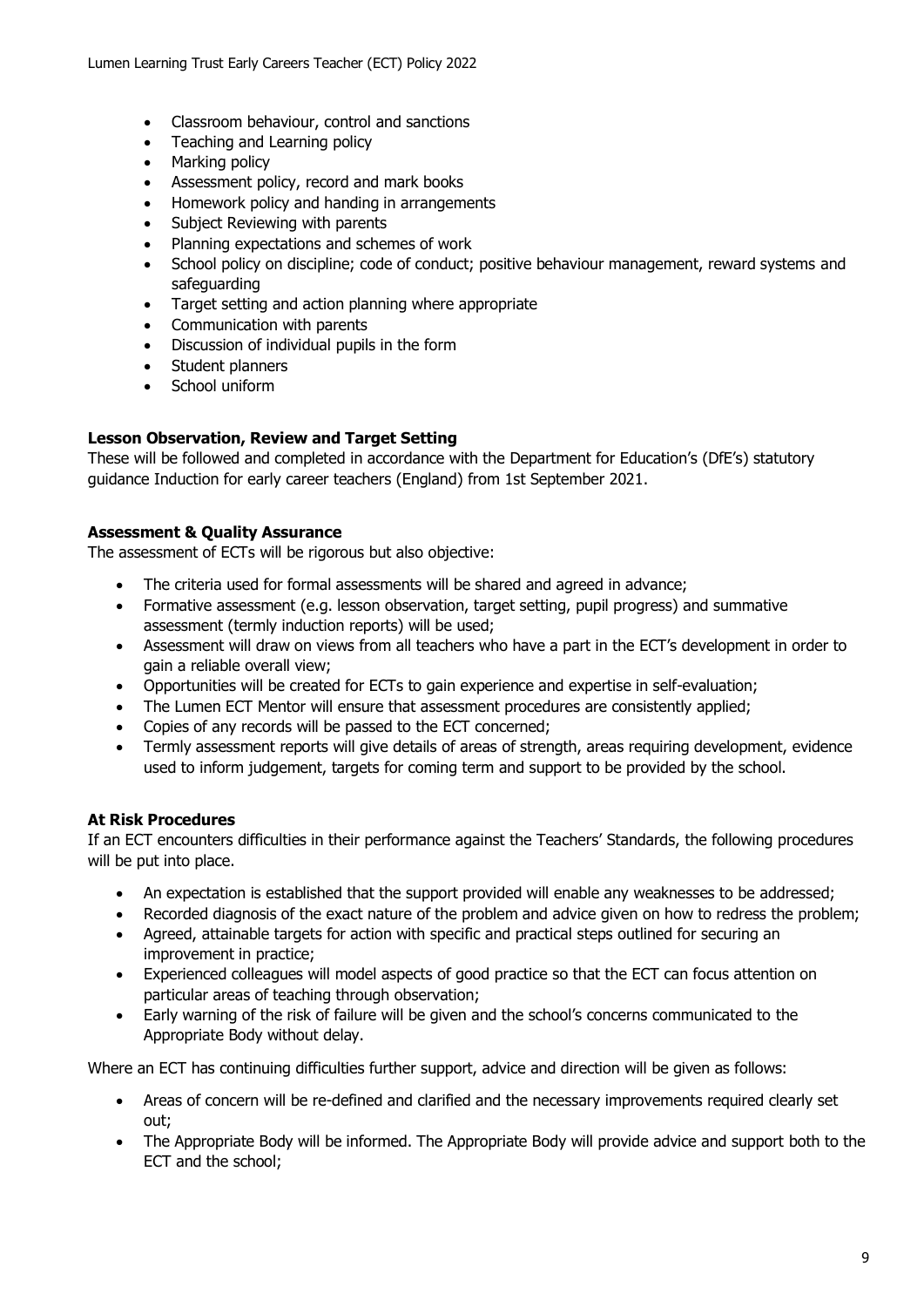- Classroom behaviour, control and sanctions
- Teaching and Learning policy
- Marking policy
- Assessment policy, record and mark books
- Homework policy and handing in arrangements
- Subject Reviewing with parents
- Planning expectations and schemes of work
- School policy on discipline; code of conduct; positive behaviour management, reward systems and safeguarding
- Target setting and action planning where appropriate
- Communication with parents
- Discussion of individual pupils in the form
- Student planners
- School uniform

**Lesson Observation, Review and Target Setting**

These will be followed and completed in accordance with the Department for Education's (DfE's) statutory guidance Induction for early career teachers (England) from 1st September 2021.

**Assessment & Quality Assurance**

The assessment of ECTs will be rigorous but also objective:

- The criteria used for formal assessments will be shared and agreed in advance;
- Formative assessment (e.g. lesson observation, target setting, pupil progress) and summative assessment (termly induction reports) will be used;
- Assessment will draw on views from all teachers who have a part in the ECT's development in order to gain a reliable overall view;
- Opportunities will be created for ECTs to gain experience and expertise in self-evaluation;
- The Lumen ECT Mentor will ensure that assessment procedures are consistently applied;
- Copies of any records will be passed to the ECT concerned;
- Termly assessment reports will give details of areas of strength, areas requiring development, evidence used to inform judgement, targets for coming term and support to be provided by the school.

**At Risk Procedures**

If an ECT encounters difficulties in their performance against the Teachers' Standards, the following procedures will be put into place.

- An expectation is established that the support provided will enable any weaknesses to be addressed;
- Recorded diagnosis of the exact nature of the problem and advice given on how to redress the problem;
- Agreed, attainable targets for action with specific and practical steps outlined for securing an improvement in practice;
- Experienced colleagues will model aspects of good practice so that the ECT can focus attention on particular areas of teaching through observation;
- Early warning of the risk of failure will be given and the school's concerns communicated to the Appropriate Body without delay.

Where an ECT has continuing difficulties further support, advice and direction will be given as follows:

- Areas of concern will be re-defined and clarified and the necessary improvements required clearly set out;
- The Appropriate Body will be informed. The Appropriate Body will provide advice and support both to the ECT and the school;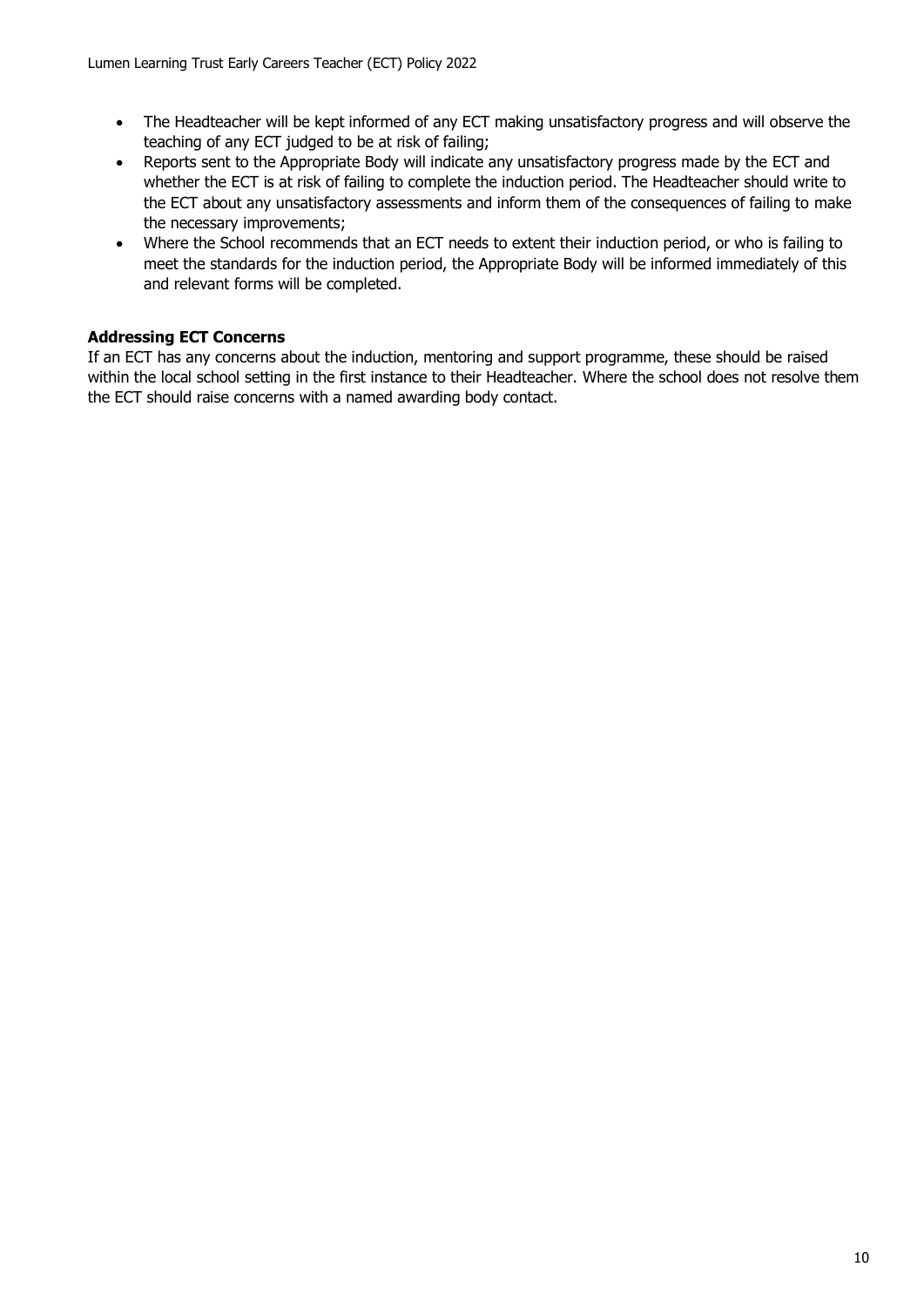- The Headteacher will be kept informed of any ECT making unsatisfactory progress and will observe the teaching of any ECT judged to be at risk of failing;
- Reports sent to the Appropriate Body will indicate any unsatisfactory progress made by the ECT and whether the ECT is at risk of failing to complete the induction period. The Headteacher should write to the ECT about any unsatisfactory assessments and inform them of the consequences of failing to make the necessary improvements;
- Where the School recommends that an ECT needs to extent their induction period, or who is failing to meet the standards for the induction period, the Appropriate Body will be informed immediately of this and relevant forms will be completed.

**Addressing ECT Concerns**

If an ECT has any concerns about the induction, mentoring and support programme, these should be raised within the local school setting in the first instance to their Headteacher. Where the school does not resolve them the ECT should raise concerns with a named awarding body contact.